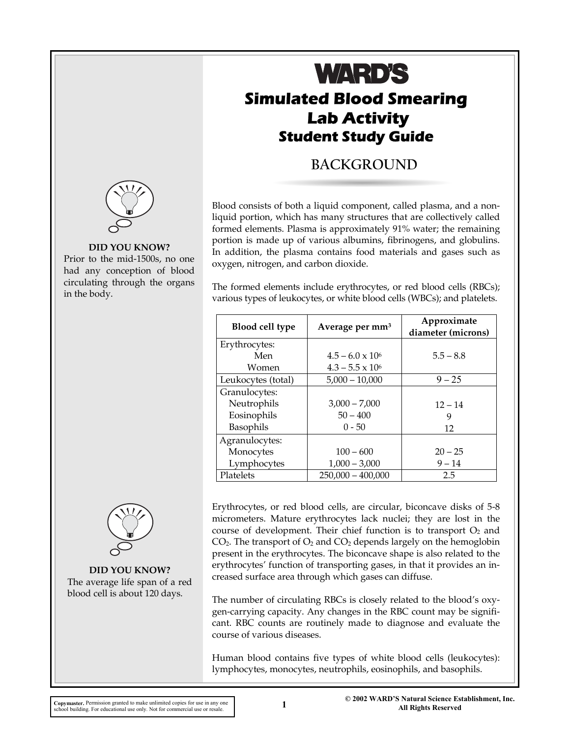# WARD'S

# Simulated Blood Smearing Lab Activity

## Student Study Guide

## BACKGROUND

**DID YOU KNOW?**
Prior to the mid-1500s, no one had any conception of blood circulating through the organs in the body.

Blood consists of both a liquid component, called plasma, and a non-liquid portion, which has many structures that are collectively called formed elements. Plasma is approximately 91% water; the remaining portion is made up of various albumins, fibrinogens, and globulins. In addition, the plasma contains food materials and gases such as oxygen, nitrogen, and carbon dioxide.

The formed elements include erythrocytes, or red blood cells (RBCs); various types of leukocytes, or white blood cells (WBCs); and platelets.

| Blood cell type | Average per mm$^3$ | Approximate diameter (microns) |
|---|---|---|
| Erythrocytes: | | 5.5 – 8.8 |
| Men | $4.5 – 6.0 \times 10^6$ | |
| Women | $4.3 – 5.5 \times 10^6$ | |
| Leukocytes (total) | 5,000 – 10,000 | 9 – 25 |
| Granulocytes: | | |
| Neutrophils | 3,000 – 7,000 | 12 – 14 |
| Eosinophils | 50 – 400 | 9 |
| Basophils | 0 - 50 | 12 |
| Agranulocytes: | | |
| Monocytes | 100 – 600 | 20 – 25 |
| Lymphocytes | 1,000 – 3,000 | 9 – 14 |
| Platelets | 250,000 – 400,000 | 2.5 |

**DID YOU KNOW?**
The average life span of a red blood cell is about 120 days.

Erythrocytes, or red blood cells, are circular, biconcave disks of 5-8 micrometers. Mature erythrocytes lack nuclei; they are lost in the course of development. Their chief function is to transport $O_2$ and $CO_2$. The transport of $O_2$ and $CO_2$ depends largely on the hemoglobin present in the erythrocytes. The biconcave shape is also related to the erythrocytes' function of transporting gases, in that it provides an increased surface area through which gases can diffuse.

The number of circulating RBCs is closely related to the blood's oxygen-carrying capacity. Any changes in the RBC count may be significant. RBC counts are routinely made to diagnose and evaluate the course of various diseases.

Human blood contains five types of white blood cells (leukocytes): lymphocytes, monocytes, neutrophils, eosinophils, and basophils.

**Copymaster.** Permission granted to make unlimited copies for use in any one school building. For educational use only. Not for commercial use or resale.

© 2002 WARD'S Natural Science Establishment, Inc. All Rights Reserved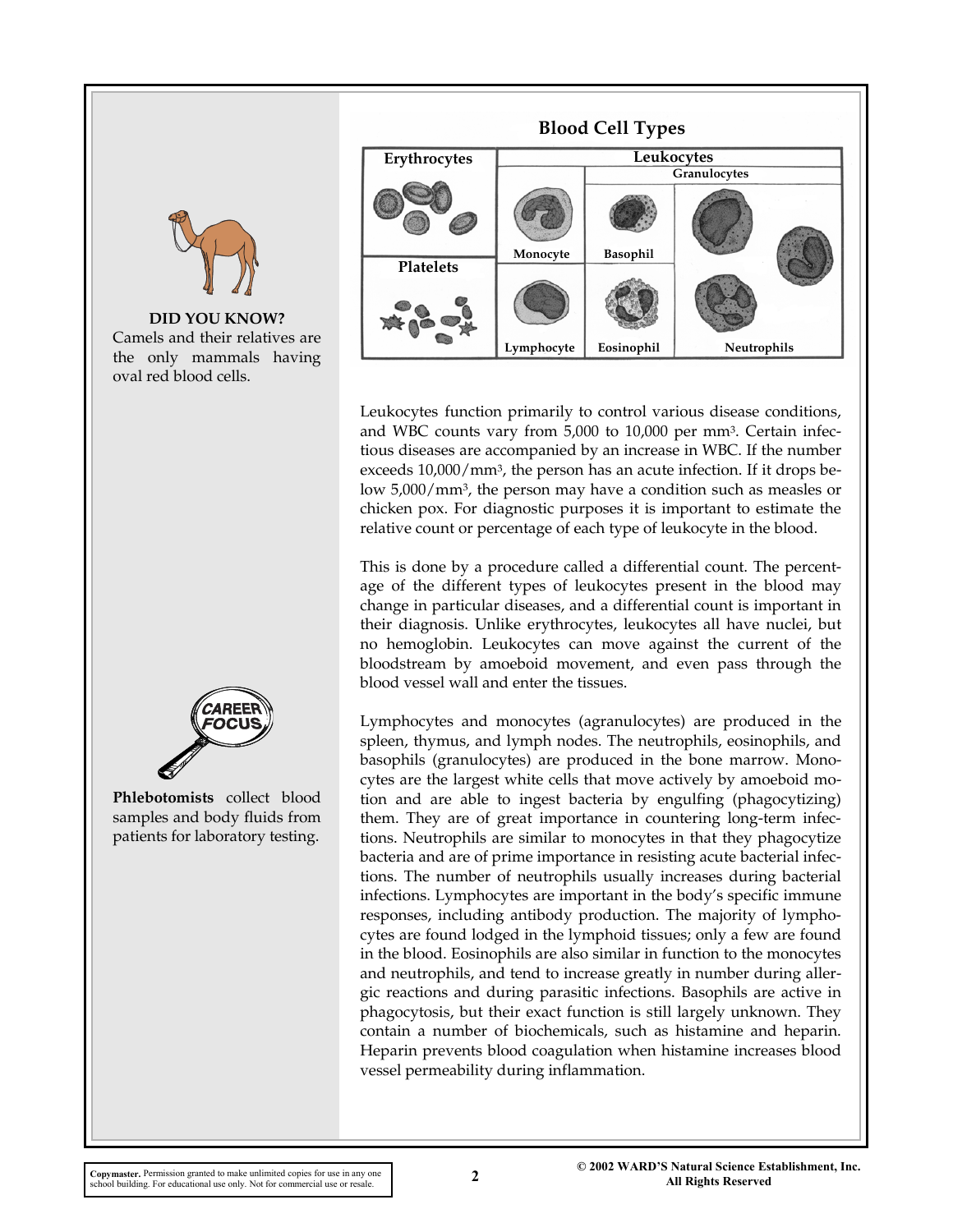**DID YOU KNOW?**
Camels and their relatives are the only mammals having oval red blood cells.

**Phlebotomists** collect blood samples and body fluids from patients for laboratory testing.

### Blood Cell Types

| Erythrocytes | Leukocytes | | |
|---|---|---|---|
| | | Granulocytes | |
| Platelets | Monocyte | Basophil | |
| | Lymphocyte | Eosinophil | Neutrophils |

Leukocytes function primarily to control various disease conditions, and WBC counts vary from 5,000 to 10,000 per $mm^3$. Certain infectious diseases are accompanied by an increase in WBC. If the number exceeds $10{,}000/mm^3$, the person has an acute infection. If it drops below $5{,}000/mm^3$, the person may have a condition such as measles or chicken pox. For diagnostic purposes it is important to estimate the relative count or percentage of each type of leukocyte in the blood.

This is done by a procedure called a differential count. The percentage of the different types of leukocytes present in the blood may change in particular diseases, and a differential count is important in their diagnosis. Unlike erythrocytes, leukocytes all have nuclei, but no hemoglobin. Leukocytes can move against the current of the bloodstream by amoeboid movement, and even pass through the blood vessel wall and enter the tissues.

Lymphocytes and monocytes (agranulocytes) are produced in the spleen, thymus, and lymph nodes. The neutrophils, eosinophils, and basophils (granulocytes) are produced in the bone marrow. Monocytes are the largest white cells that move actively by amoeboid motion and are able to ingest bacteria by engulfing (phagocytizing) them. They are of great importance in countering long-term infections. Neutrophils are similar to monocytes in that they phagocytize bacteria and are of prime importance in resisting acute bacterial infections. The number of neutrophils usually increases during bacterial infections. Lymphocytes are important in the body's specific immune responses, including antibody production. The majority of lymphocytes are found lodged in the lymphoid tissues; only a few are found in the blood. Eosinophils are also similar in function to the monocytes and neutrophils, and tend to increase greatly in number during allergic reactions and during parasitic infections. Basophils are active in phagocytosis, but their exact function is still largely unknown. They contain a number of biochemicals, such as histamine and heparin. Heparin prevents blood coagulation when histamine increases blood vessel permeability during inflammation.

**Copymaster.** Permission granted to make unlimited copies for use in any one school building. For educational use only. Not for commercial use or resale.

© 2002 WARD'S Natural Science Establishment, Inc. All Rights Reserved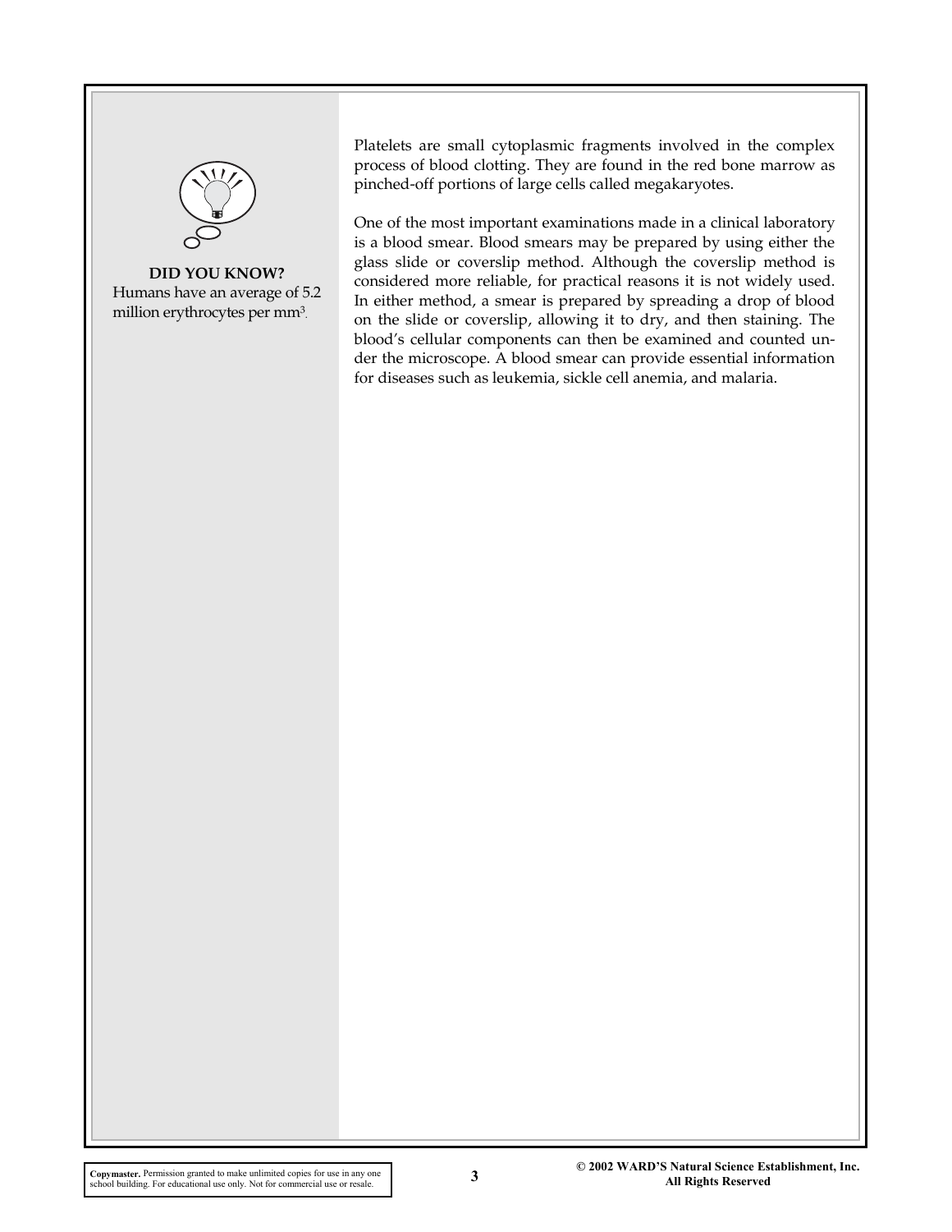**DID YOU KNOW?**
Humans have an average of 5.2 million erythrocytes per $mm^3$.

Platelets are small cytoplasmic fragments involved in the complex process of blood clotting. They are found in the red bone marrow as pinched-off portions of large cells called megakaryotes.

One of the most important examinations made in a clinical laboratory is a blood smear. Blood smears may be prepared by using either the glass slide or coverslip method. Although the coverslip method is considered more reliable, for practical reasons it is not widely used. In either method, a smear is prepared by spreading a drop of blood on the slide or coverslip, allowing it to dry, and then staining. The blood's cellular components can then be examined and counted under the microscope. A blood smear can provide essential information for diseases such as leukemia, sickle cell anemia, and malaria.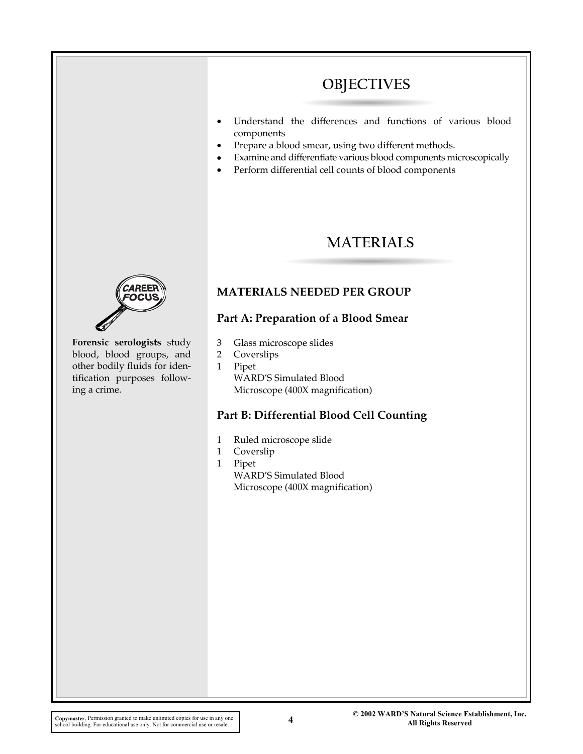## OBJECTIVES

- Understand the differences and functions of various blood components
- Prepare a blood smear, using two different methods.
- Examine and differentiate various blood components microscopically
- Perform differential cell counts of blood components

CAREER FOCUS

**Forensic serologists** study blood, blood groups, and other bodily fluids for identification purposes following a crime.

## MATERIALS

### MATERIALS NEEDED PER GROUP

### Part A: Preparation of a Blood Smear

3 Glass microscope slides
2 Coverslips
1 Pipet
WARD'S Simulated Blood
Microscope (400X magnification)

### Part B: Differential Blood Cell Counting

1 Ruled microscope slide
1 Coverslip
1 Pipet
WARD'S Simulated Blood
Microscope (400X magnification)

**Copymaster.** Permission granted to make unlimited copies for use in any one school building. For educational use only. Not for commercial use or resale.

© 2002 WARD'S Natural Science Establishment, Inc. All Rights Reserved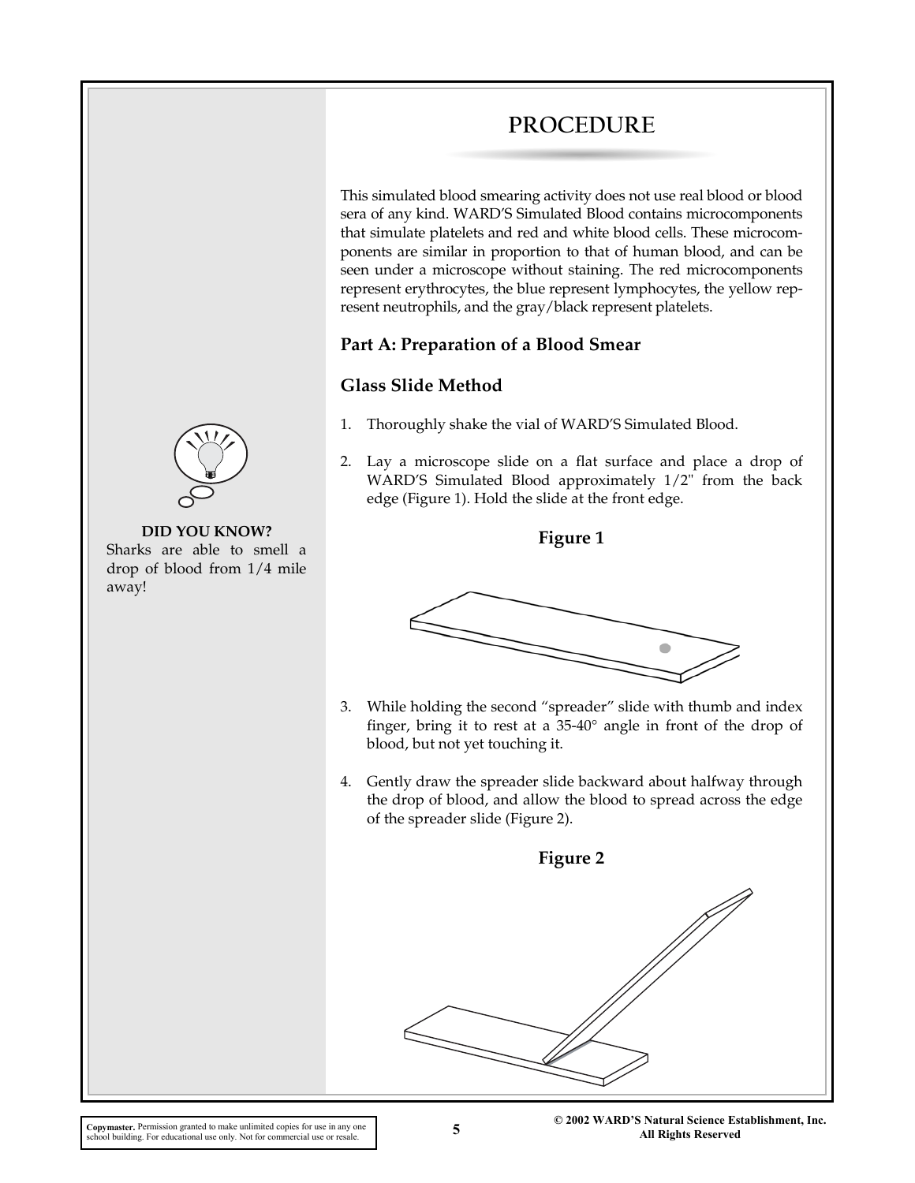# PROCEDURE

This simulated blood smearing activity does not use real blood or blood sera of any kind. WARD'S Simulated Blood contains microcomponents that simulate platelets and red and white blood cells. These microcomponents are similar in proportion to that of human blood, and can be seen under a microscope without staining. The red microcomponents represent erythrocytes, the blue represent lymphocytes, the yellow represent neutrophils, and the gray/black represent platelets.

**DID YOU KNOW?**
Sharks are able to smell a drop of blood from 1/4 mile away!

## Part A: Preparation of a Blood Smear

### Glass Slide Method

1. Thoroughly shake the vial of WARD'S Simulated Blood.
2. Lay a microscope slide on a flat surface and place a drop of WARD'S Simulated Blood approximately 1/2" from the back edge (Figure 1). Hold the slide at the front edge.

**Figure 1**

3. While holding the second "spreader" slide with thumb and index finger, bring it to rest at a 35-40° angle in front of the drop of blood, but not yet touching it.
4. Gently draw the spreader slide backward about halfway through the drop of blood, and allow the blood to spread across the edge of the spreader slide (Figure 2).

**Figure 2**

Copymaster. Permission granted to make unlimited copies for use in any one school building. For educational use only. Not for commercial use or resale.

© 2002 WARD'S Natural Science Establishment, Inc. All Rights Reserved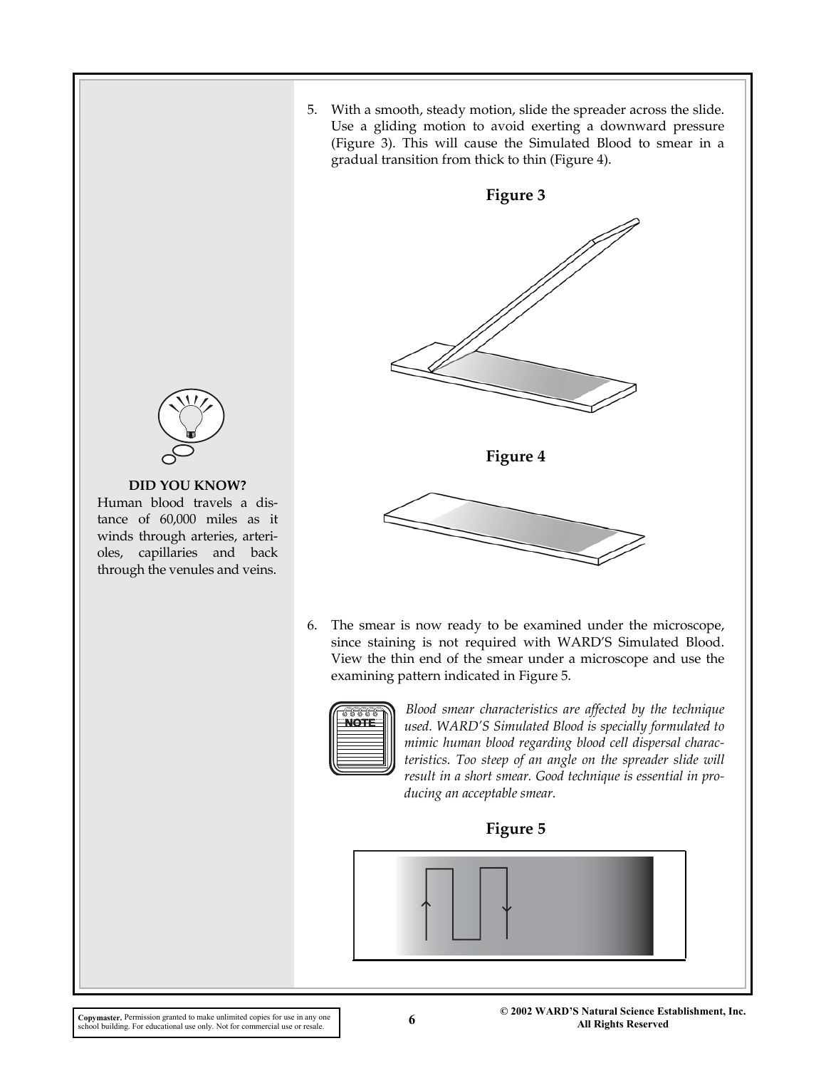5. With a smooth, steady motion, slide the spreader across the slide. Use a gliding motion to avoid exerting a downward pressure (Figure 3). This will cause the Simulated Blood to smear in a gradual transition from thick to thin (Figure 4).

**Figure 3**

**Figure 4**

**DID YOU KNOW?**
Human blood travels a distance of 60,000 miles as it winds through arteries, arterioles, capillaries and back through the venules and veins.

6. The smear is now ready to be examined under the microscope, since staining is not required with WARD'S Simulated Blood. View the thin end of the smear under a microscope and use the examining pattern indicated in Figure 5.

NOTE

*Blood smear characteristics are affected by the technique used. WARD'S Simulated Blood is specially formulated to mimic human blood regarding blood cell dispersal characteristics. Too steep of an angle on the spreader slide will result in a short smear. Good technique is essential in producing an acceptable smear.*

**Figure 5**

**Copymaster.** Permission granted to make unlimited copies for use in any one school building. For educational use only. Not for commercial use or resale.

© 2002 WARD'S Natural Science Establishment, Inc. All Rights Reserved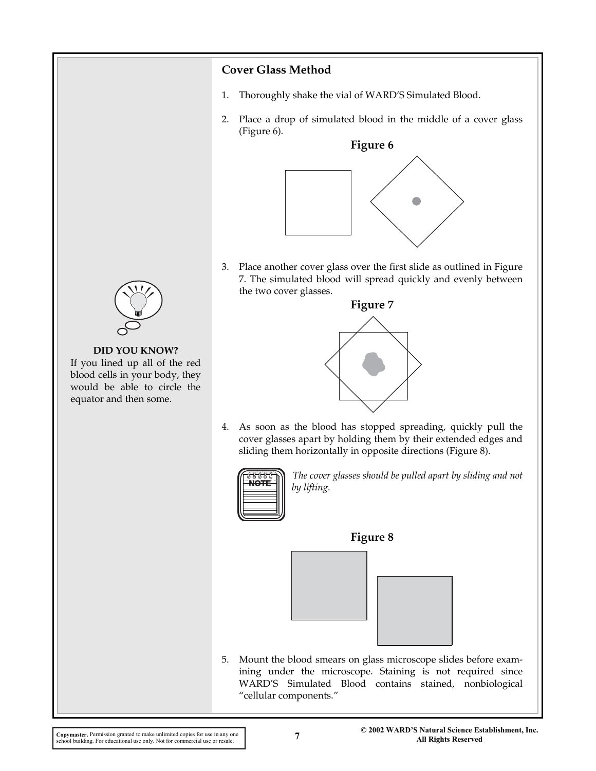## Cover Glass Method

1. Thoroughly shake the vial of WARD'S Simulated Blood.

2. Place a drop of simulated blood in the middle of a cover glass (Figure 6).

**Figure 6**

3. Place another cover glass over the first slide as outlined in Figure 7. The simulated blood will spread quickly and evenly between the two cover glasses.

**Figure 7**

**DID YOU KNOW?**
If you lined up all of the red blood cells in your body, they would be able to circle the equator and then some.

4. As soon as the blood has stopped spreading, quickly pull the cover glasses apart by holding them by their extended edges and sliding them horizontally in opposite directions (Figure 8).

NOTE: *The cover glasses should be pulled apart by sliding and not by lifting.*

**Figure 8**

5. Mount the blood smears on glass microscope slides before examining under the microscope. Staining is not required since WARD'S Simulated Blood contains stained, nonbiological "cellular components."

**Copymaster.** Permission granted to make unlimited copies for use in any one school building. For educational use only. Not for commercial use or resale.

© 2002 WARD'S Natural Science Establishment, Inc. All Rights Reserved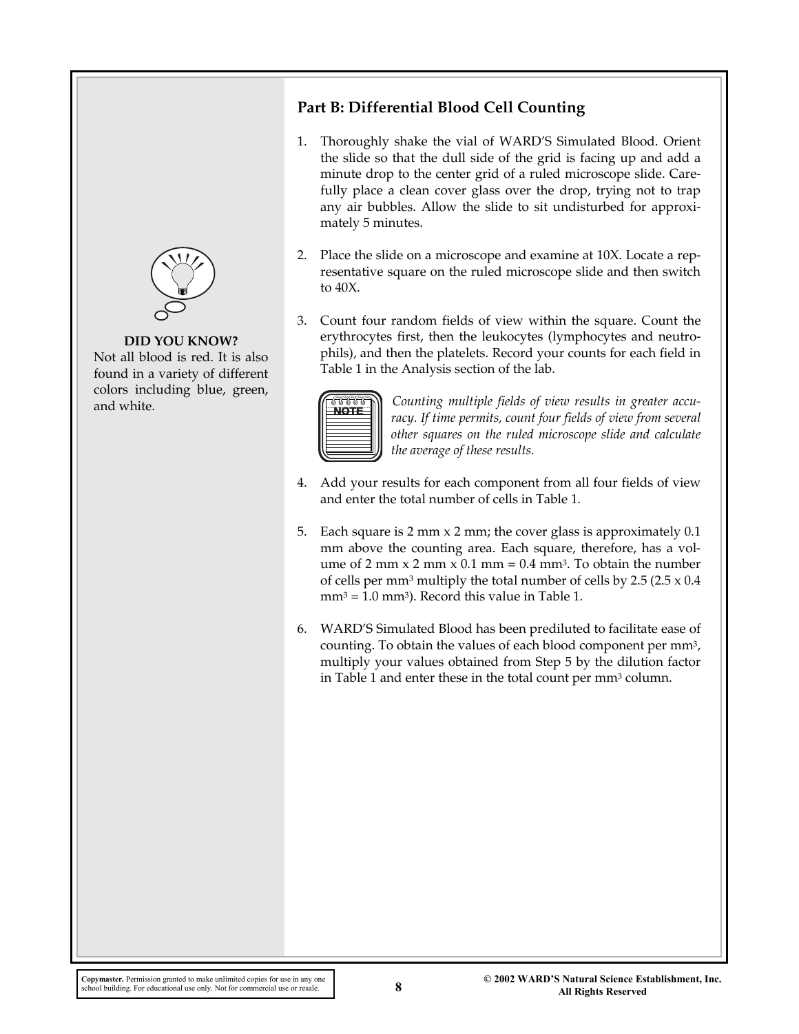## Part B: Differential Blood Cell Counting

1. Thoroughly shake the vial of WARD'S Simulated Blood. Orient the slide so that the dull side of the grid is facing up and add a minute drop to the center grid of a ruled microscope slide. Carefully place a clean cover glass over the drop, trying not to trap any air bubbles. Allow the slide to sit undisturbed for approximately 5 minutes.

2. Place the slide on a microscope and examine at 10X. Locate a representative square on the ruled microscope slide and then switch to 40X.

3. Count four random fields of view within the square. Count the erythrocytes first, then the leukocytes (lymphocytes and neutrophils), and then the platelets. Record your counts for each field in Table 1 in the Analysis section of the lab.

   NOTE: *Counting multiple fields of view results in greater accuracy. If time permits, count four fields of view from several other squares on the ruled microscope slide and calculate the average of these results.*

4. Add your results for each component from all four fields of view and enter the total number of cells in Table 1.

5. Each square is 2 mm x 2 mm; the cover glass is approximately 0.1 mm above the counting area. Each square, therefore, has a volume of 2 mm x 2 mm x 0.1 mm = 0.4 $mm^3$. To obtain the number of cells per $mm^3$ multiply the total number of cells by 2.5 (2.5 x 0.4 $mm^3$ = 1.0 $mm^3$). Record this value in Table 1.

6. WARD'S Simulated Blood has been prediluted to facilitate ease of counting. To obtain the values of each blood component per $mm^3$, multiply your values obtained from Step 5 by the dilution factor in Table 1 and enter these in the total count per $mm^3$ column.

**DID YOU KNOW?**
Not all blood is red. It is also found in a variety of different colors including blue, green, and white.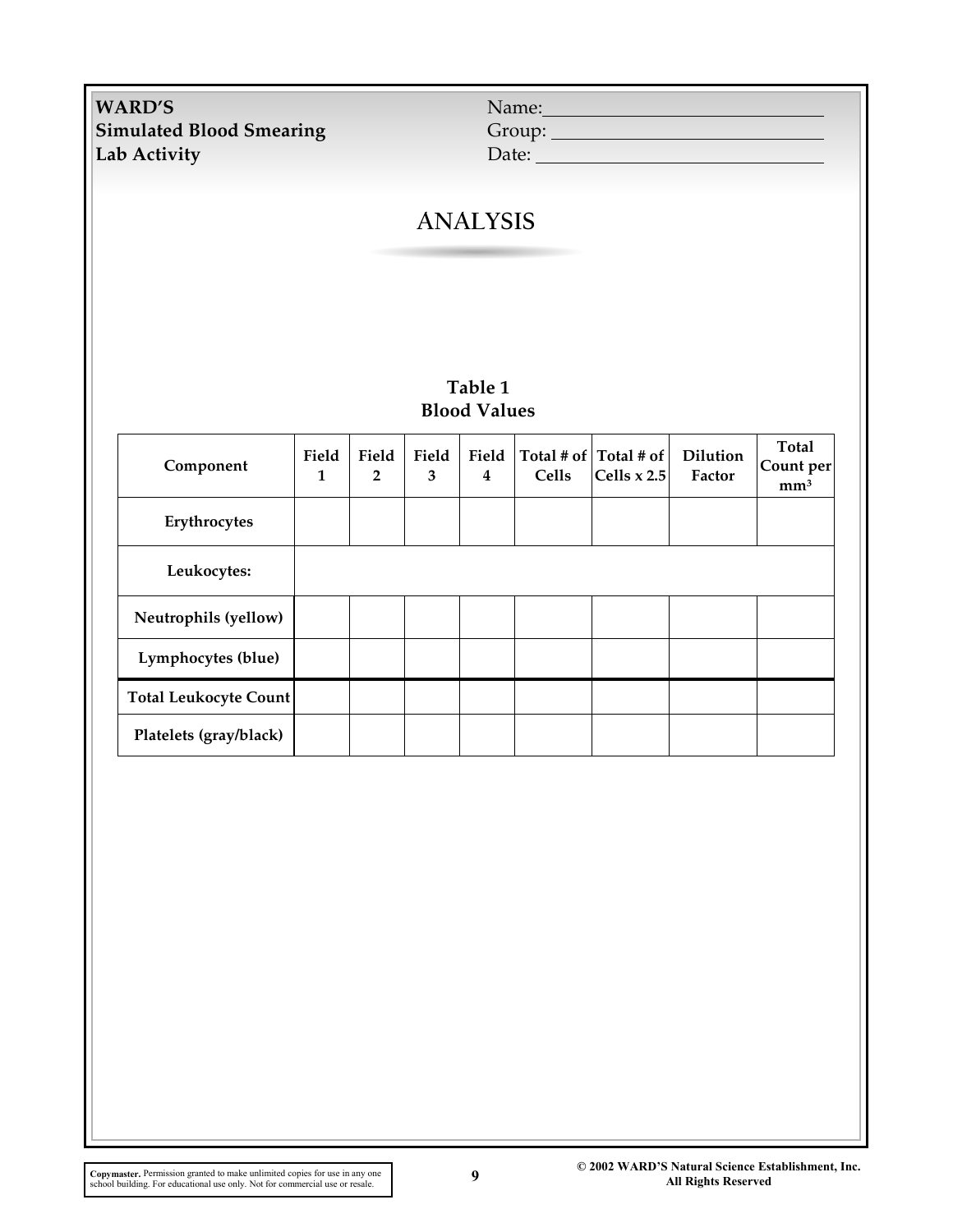**WARD'S**
**Simulated Blood Smearing**
**Lab Activity**

Name: ____________________
Group: ____________________
Date: ____________________

# ANALYSIS

**Table 1**
**Blood Values**

| Component | Field 1 | Field 2 | Field 3 | Field 4 | Total # of Cells | Total # of Cells x 2.5 | Dilution Factor | Total Count per $mm^3$ |
|---|---|---|---|---|---|---|---|---|
| **Erythrocytes** | | | | | | | | |
| **Leukocytes:** | | | | | | | | |
| **Neutrophils (yellow)** | | | | | | | | |
| **Lymphocytes (blue)** | | | | | | | | |
| **Total Leukocyte Count** | | | | | | | | |
| **Platelets (gray/black)** | | | | | | | | |

**Copymaster.** Permission granted to make unlimited copies for use in any one school building. For educational use only. Not for commercial use or resale.

© 2002 WARD'S Natural Science Establishment, Inc. All Rights Reserved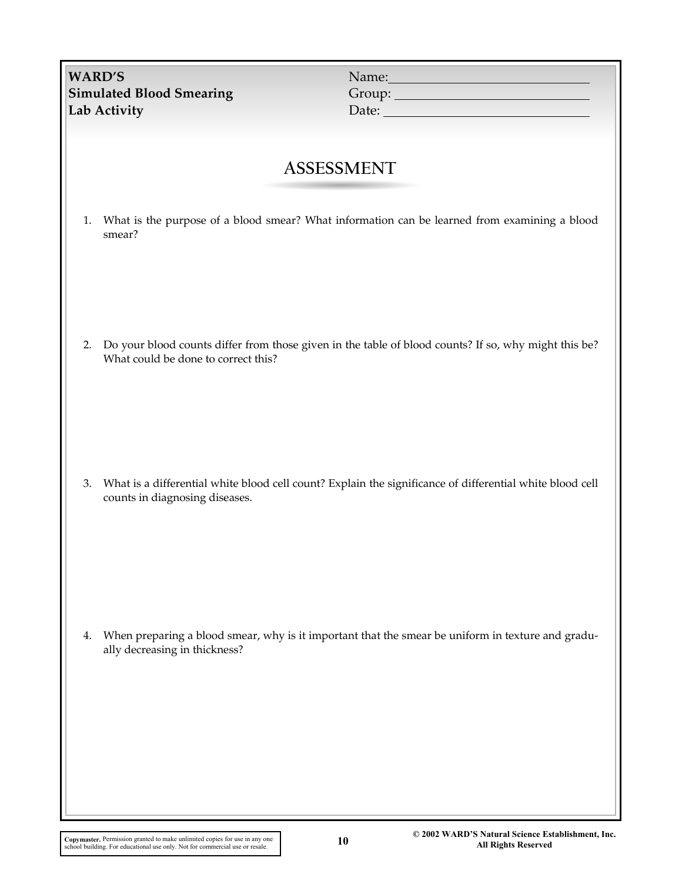**WARD'S**
**Simulated Blood Smearing**
**Lab Activity**

Name:\_\_\_\_\_\_\_\_\_\_\_\_\_\_\_\_\_\_\_\_\_\_\_\_
Group: \_\_\_\_\_\_\_\_\_\_\_\_\_\_\_\_\_\_\_\_\_\_\_\_
Date: \_\_\_\_\_\_\_\_\_\_\_\_\_\_\_\_\_\_\_\_\_\_\_\_

# ASSESSMENT

1. What is the purpose of a blood smear? What information can be learned from examining a blood smear?

2. Do your blood counts differ from those given in the table of blood counts? If so, why might this be? What could be done to correct this?

3. What is a differential white blood cell count? Explain the significance of differential white blood cell counts in diagnosing diseases.

4. When preparing a blood smear, why is it important that the smear be uniform in texture and gradually decreasing in thickness?

**Copymaster.** Permission granted to make unlimited copies for use in any one school building. For educational use only. Not for commercial use or resale.

**© 2002 WARD'S Natural Science Establishment, Inc. All Rights Reserved**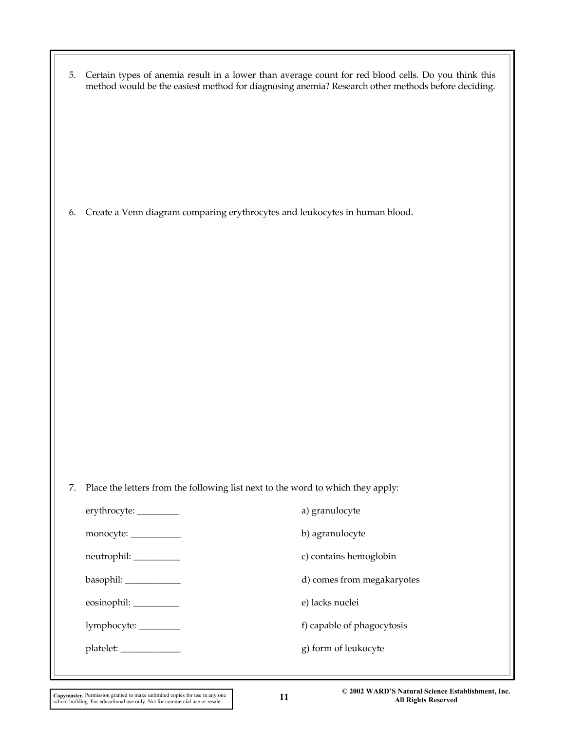5. Certain types of anemia result in a lower than average count for red blood cells. Do you think this method would be the easiest method for diagnosing anemia? Research other methods before deciding.

6. Create a Venn diagram comparing erythrocytes and leukocytes in human blood.

7. Place the letters from the following list next to the word to which they apply:

| | |
|---|---|
| erythrocyte: _________ | a) granulocyte |
| monocyte: ___________ | b) agranulocyte |
| neutrophil: __________ | c) contains hemoglobin |
| basophil: ____________ | d) comes from megakaryotes |
| eosinophil: __________ | e) lacks nuclei |
| lymphocyte: _________ | f) capable of phagocytosis |
| platelet: _____________ | g) form of leukocyte |

**Copymaster.** Permission granted to make unlimited copies for use in any one school building. For educational use only. Not for commercial use or resale.

© 2002 WARD'S Natural Science Establishment, Inc. All Rights Reserved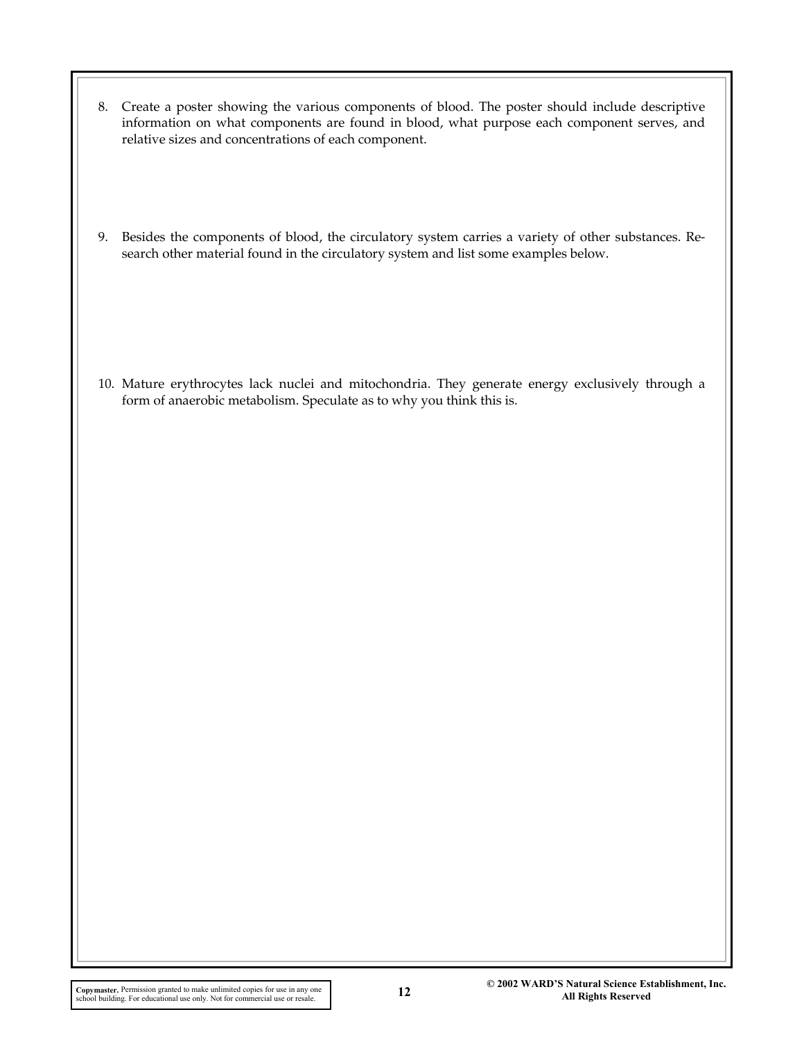8. Create a poster showing the various components of blood. The poster should include descriptive information on what components are found in blood, what purpose each component serves, and relative sizes and concentrations of each component.

9. Besides the components of blood, the circulatory system carries a variety of other substances. Research other material found in the circulatory system and list some examples below.

10. Mature erythrocytes lack nuclei and mitochondria. They generate energy exclusively through a form of anaerobic metabolism. Speculate as to why you think this is.

**Copymaster.** Permission granted to make unlimited copies for use in any one school building. For educational use only. Not for commercial use or resale.

**© 2002 WARD'S Natural Science Establishment, Inc. All Rights Reserved**